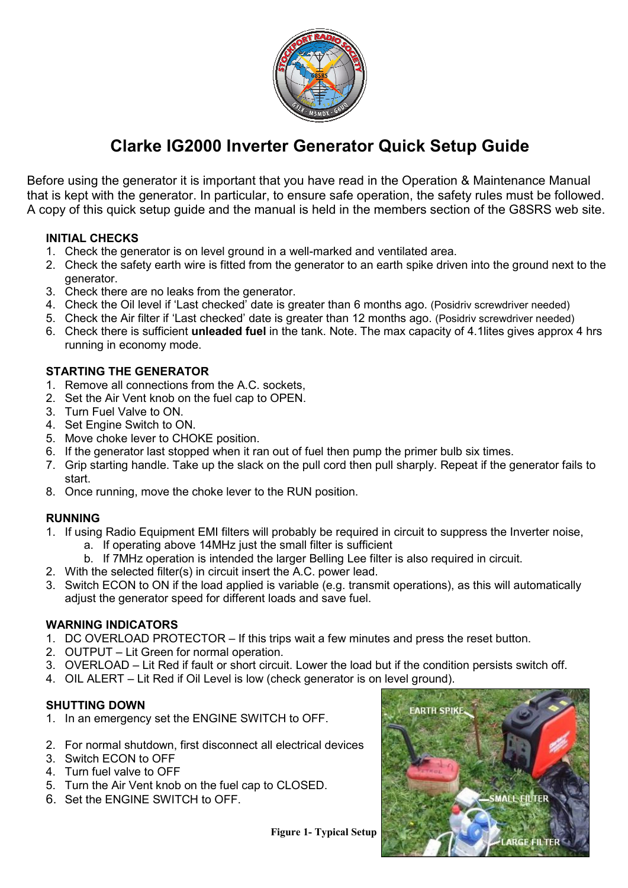# Clarke IG2000 Inverter Generator Quick Setup Guide

Before using the generator it is important that you have read in the Operation & Maintenance Manual that is kept with the generator. In particular, to ensure safe operation, the safety rules must be followed. A copy of this quick setup guide and the manual is held in the members section of the G8SRS web site.

## INITIAL CHECKS

1. Check the generator is on level ground in a well-marked and ventilated area.
2. Check the safety earth wire is fitted from the generator to an earth spike driven into the ground next to the generator.
3. Check there are no leaks from the generator.
4. Check the Oil level if 'Last checked' date is greater than 6 months ago. (Posidriv screwdriver needed)
5. Check the Air filter if 'Last checked' date is greater than 12 months ago. (Posidriv screwdriver needed)
6. Check there is sufficient **unleaded fuel** in the tank. Note. The max capacity of 4.1lites gives approx 4 hrs running in economy mode.

## STARTING THE GENERATOR

1. Remove all connections from the A.C. sockets,
2. Set the Air Vent knob on the fuel cap to OPEN.
3. Turn Fuel Valve to ON.
4. Set Engine Switch to ON.
5. Move choke lever to CHOKE position.
6. If the generator last stopped when it ran out of fuel then pump the primer bulb six times.
7. Grip starting handle. Take up the slack on the pull cord then pull sharply. Repeat if the generator fails to start.
8. Once running, move the choke lever to the RUN position.

## RUNNING

1. If using Radio Equipment EMI filters will probably be required in circuit to suppress the Inverter noise,
   a. If operating above 14MHz just the small filter is sufficient
   b. If 7MHz operation is intended the larger Belling Lee filter is also required in circuit.
2. With the selected filter(s) in circuit insert the A.C. power lead.
3. Switch ECON to ON if the load applied is variable (e.g. transmit operations), as this will automatically adjust the generator speed for different loads and save fuel.

## WARNING INDICATORS

1. DC OVERLOAD PROTECTOR – If this trips wait a few minutes and press the reset button.
2. OUTPUT – Lit Green for normal operation.
3. OVERLOAD – Lit Red if fault or short circuit. Lower the load but if the condition persists switch off.
4. OIL ALERT – Lit Red if Oil Level is low (check generator is on level ground).

## SHUTTING DOWN

1. In an emergency set the ENGINE SWITCH to OFF.

2. For normal shutdown, first disconnect all electrical devices
3. Switch ECON to OFF
4. Turn fuel valve to OFF
5. Turn the Air Vent knob on the fuel cap to CLOSED.
6. Set the ENGINE SWITCH to OFF.

**Figure 1- Typical Setup**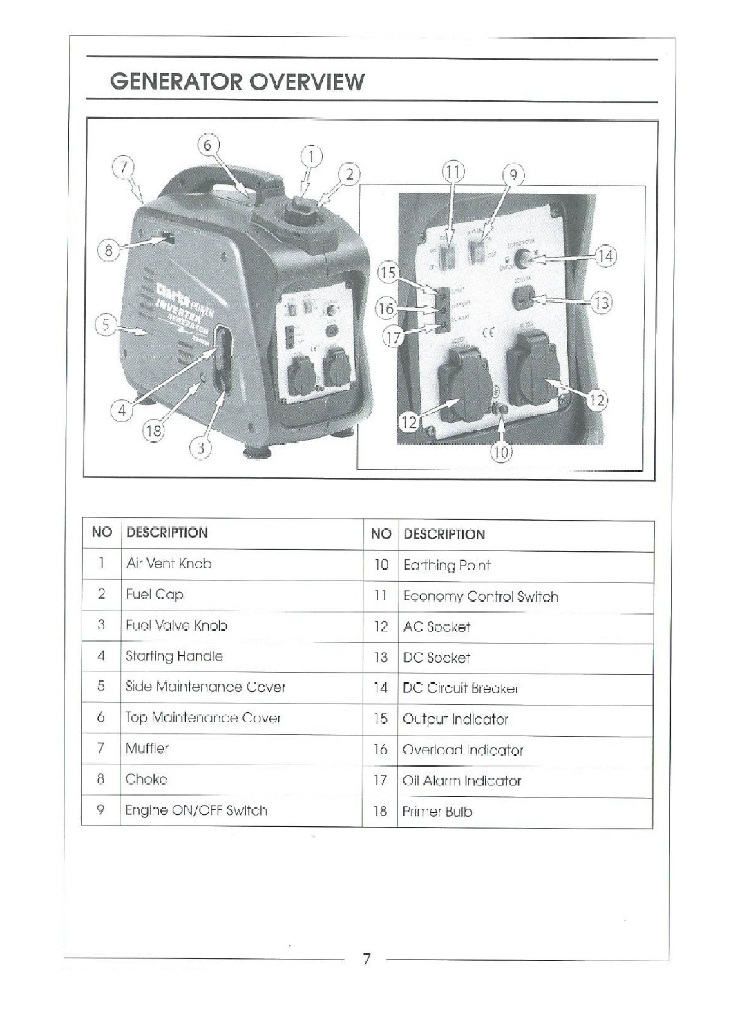## GENERATOR OVERVIEW

| NO | DESCRIPTION | NO | DESCRIPTION |
|---|---|---|---|
| 1 | Air Vent Knob | 10 | Earthing Point |
| 2 | Fuel Cap | 11 | Economy Control Switch |
| 3 | Fuel Valve Knob | 12 | AC Socket |
| 4 | Starting Handle | 13 | DC Socket |
| 5 | Side Maintenance Cover | 14 | DC Circuit Breaker |
| 6 | Top Maintenance Cover | 15 | Output Indicator |
| 7 | Muffler | 16 | Overload Indicator |
| 8 | Choke | 17 | Oil Alarm Indicator |
| 9 | Engine ON/OFF Switch | 18 | Primer Bulb |